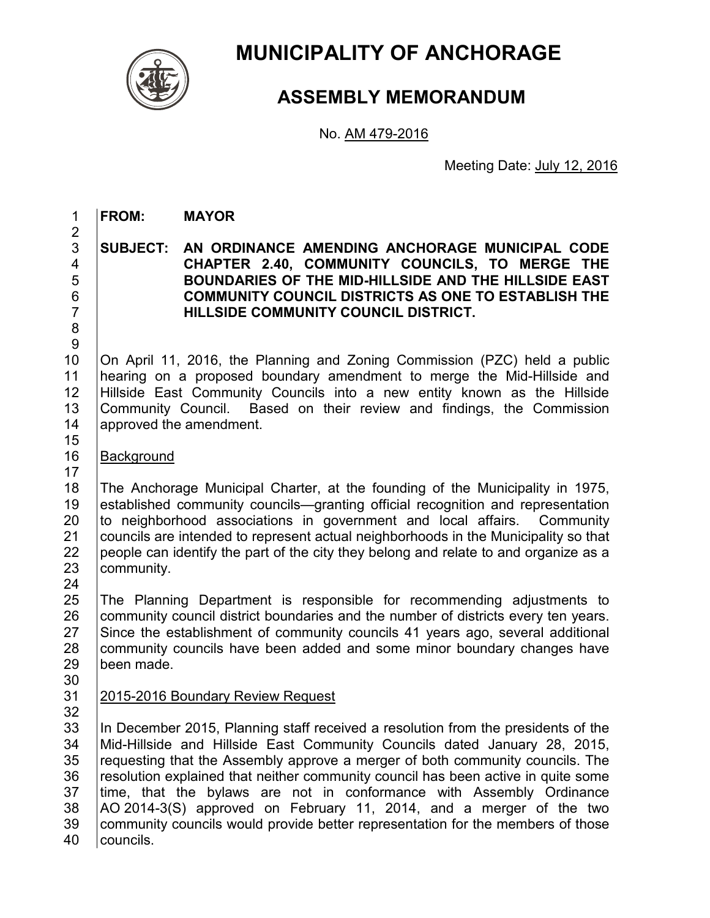# MUNICIPALITY OF ANCHORAGE

## ASSEMBLY MEMORANDUM

No. AM 479-2016

Meeting Date: July 12, 2016

**FROM:** **MAYOR**

**SUBJECT: AN ORDINANCE AMENDING ANCHORAGE MUNICIPAL CODE CHAPTER 2.40, COMMUNITY COUNCILS, TO MERGE THE BOUNDARIES OF THE MID-HILLSIDE AND THE HILLSIDE EAST COMMUNITY COUNCIL DISTRICTS AS ONE TO ESTABLISH THE HILLSIDE COMMUNITY COUNCIL DISTRICT.**

On April 11, 2016, the Planning and Zoning Commission (PZC) held a public hearing on a proposed boundary amendment to merge the Mid-Hillside and Hillside East Community Councils into a new entity known as the Hillside Community Council. Based on their review and findings, the Commission approved the amendment.

Background

The Anchorage Municipal Charter, at the founding of the Municipality in 1975, established community councils—granting official recognition and representation to neighborhood associations in government and local affairs. Community councils are intended to represent actual neighborhoods in the Municipality so that people can identify the part of the city they belong and relate to and organize as a community.

The Planning Department is responsible for recommending adjustments to community council district boundaries and the number of districts every ten years. Since the establishment of community councils 41 years ago, several additional community councils have been added and some minor boundary changes have been made.

2015-2016 Boundary Review Request

In December 2015, Planning staff received a resolution from the presidents of the Mid-Hillside and Hillside East Community Councils dated January 28, 2015, requesting that the Assembly approve a merger of both community councils. The resolution explained that neither community council has been active in quite some time, that the bylaws are not in conformance with Assembly Ordinance AO 2014-3(S) approved on February 11, 2014, and a merger of the two community councils would provide better representation for the members of those councils.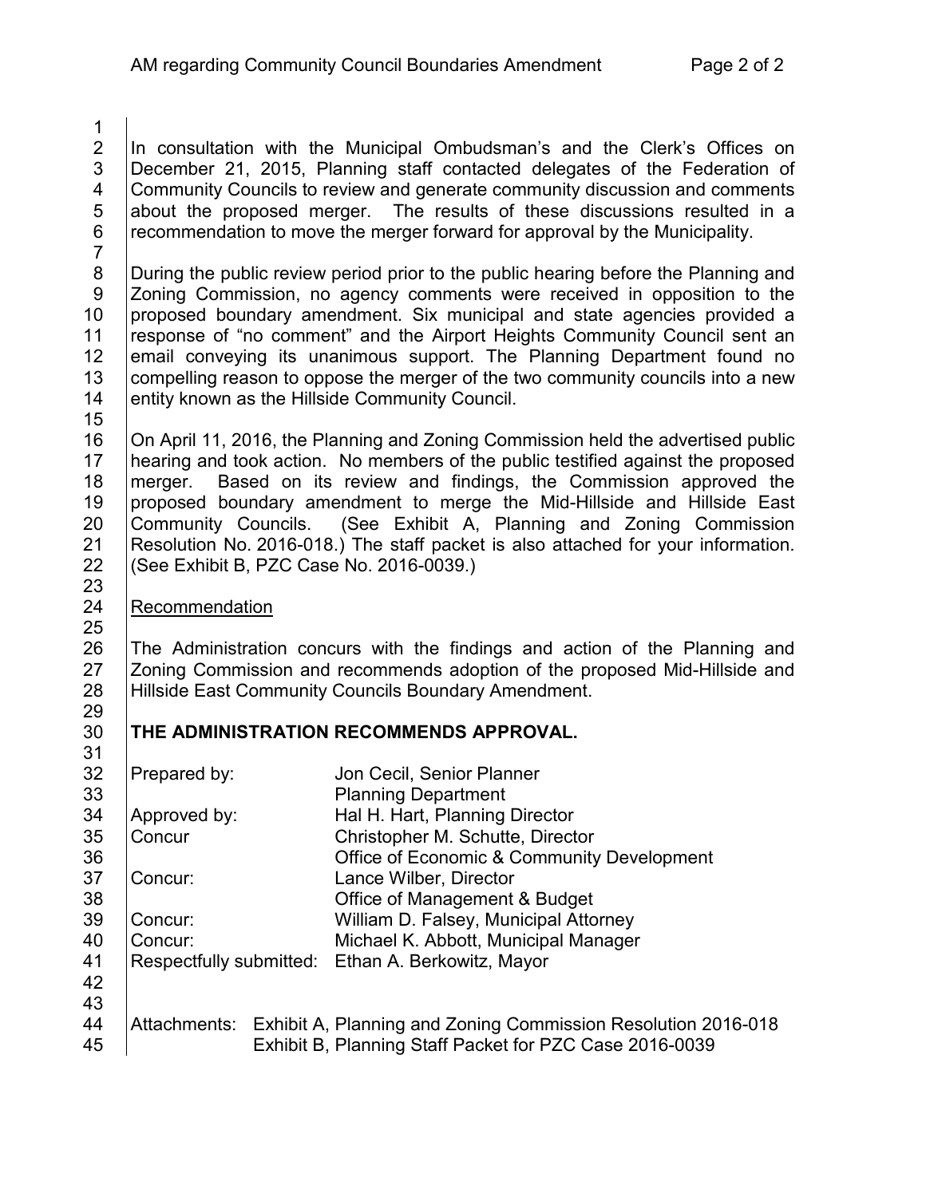In consultation with the Municipal Ombudsman's and the Clerk's Offices on December 21, 2015, Planning staff contacted delegates of the Federation of Community Councils to review and generate community discussion and comments about the proposed merger. The results of these discussions resulted in a recommendation to move the merger forward for approval by the Municipality.

During the public review period prior to the public hearing before the Planning and Zoning Commission, no agency comments were received in opposition to the proposed boundary amendment. Six municipal and state agencies provided a response of "no comment" and the Airport Heights Community Council sent an email conveying its unanimous support. The Planning Department found no compelling reason to oppose the merger of the two community councils into a new entity known as the Hillside Community Council.

On April 11, 2016, the Planning and Zoning Commission held the advertised public hearing and took action. No members of the public testified against the proposed merger. Based on its review and findings, the Commission approved the proposed boundary amendment to merge the Mid-Hillside and Hillside East Community Councils. (See Exhibit A, Planning and Zoning Commission Resolution No. 2016-018.) The staff packet is also attached for your information. (See Exhibit B, PZC Case No. 2016-0039.)

Recommendation

The Administration concurs with the findings and action of the Planning and Zoning Commission and recommends adoption of the proposed Mid-Hillside and Hillside East Community Councils Boundary Amendment.

**THE ADMINISTRATION RECOMMENDS APPROVAL.**

| | |
|---|---|
| Prepared by: | Jon Cecil, Senior Planner<br>Planning Department |
| Approved by: | Hal H. Hart, Planning Director |
| Concur | Christopher M. Schutte, Director<br>Office of Economic & Community Development |
| Concur: | Lance Wilber, Director<br>Office of Management & Budget |
| Concur: | William D. Falsey, Municipal Attorney |
| Concur: | Michael K. Abbott, Municipal Manager |
| Respectfully submitted: | Ethan A. Berkowitz, Mayor |

Attachments: Exhibit A, Planning and Zoning Commission Resolution 2016-018
Exhibit B, Planning Staff Packet for PZC Case 2016-0039